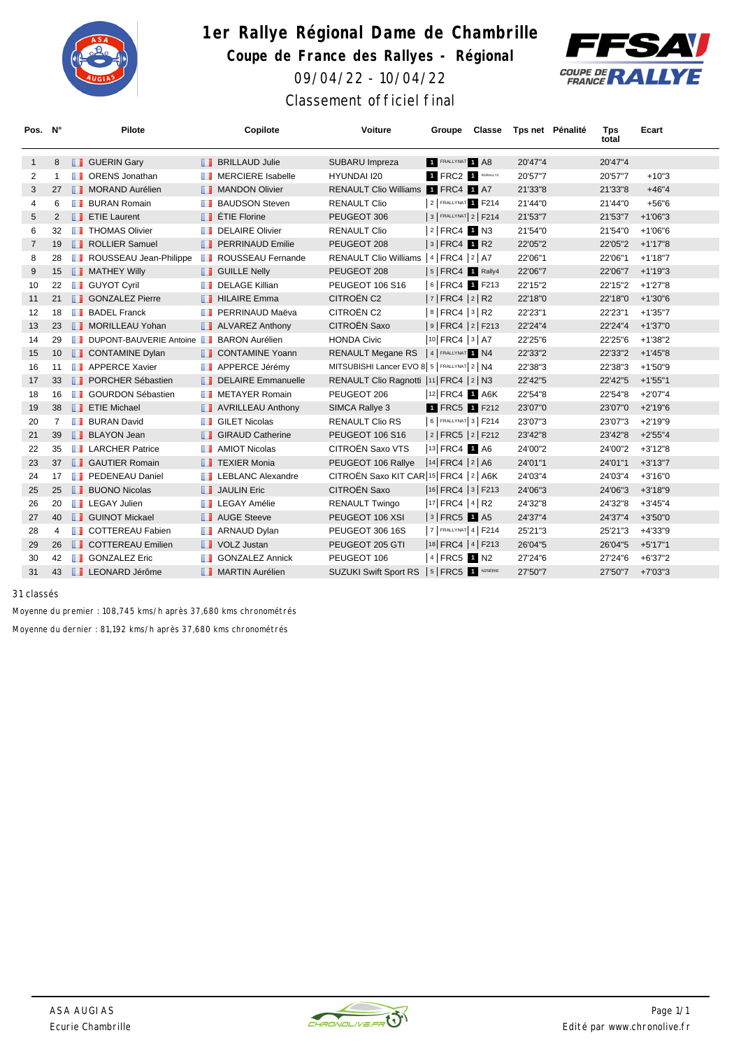# 1er Rallye Régional Dame de Chambrille

## Coupe de France des Rallyes - Régional

09/04/22 - 10/04/22

Classement officiel final

| Pos. | N° | Pilote | Copilote | Voiture | Groupe | Classe | Tps net | Pénalité | Tps total | Ecart |
|---|---|---|---|---|---|---|---|---|---|---|
| 1 | 8 | GUERIN Gary | BRILLAUD Julie | SUBARU Impreza | 1 FRALLYNAT | 1 A8 | 20'47"4 | | 20'47"4 | |
| 2 | 1 | ORENS Jonathan | MERCIERE Isabelle | HYUNDAI I20 | 1 FRC2 | 1 R5/RALLY2 | 20'57"7 | | 20'57"7 | +10"3 |
| 3 | 27 | MORAND Aurélien | MANDON Olivier | RENAULT Clio Williams | 1 FRC4 | 1 A7 | 21'33"8 | | 21'33"8 | +46"4 |
| 4 | 6 | BURAN Romain | BAUDSON Steven | RENAULT Clio | 2 FRALLYNAT | 1 F214 | 21'44"0 | | 21'44"0 | +56"6 |
| 5 | 2 | ETIE Laurent | ÉTIE Florine | PEUGEOT 306 | 3 FRALLYNAT | 2 F214 | 21'53"7 | | 21'53"7 | +1'06"3 |
| 6 | 32 | THOMAS Olivier | DELAIRE Olivier | RENAULT Clio | 2 FRC4 | 1 N3 | 21'54"0 | | 21'54"0 | +1'06"6 |
| 7 | 19 | ROLLIER Samuel | PERRINAUD Emilie | PEUGEOT 208 | 3 FRC4 | 1 R2 | 22'05"2 | | 22'05"2 | +1'17"8 |
| 8 | 28 | ROUSSEAU Jean-Philippe | ROUSSEAU Fernande | RENAULT Clio Williams | 4 FRC4 | 2 A7 | 22'06"1 | | 22'06"1 | +1'18"7 |
| 9 | 15 | MATHEY Willy | GUILLE Nelly | PEUGEOT 208 | 5 FRC4 | 1 Rally4 | 22'06"7 | | 22'06"7 | +1'19"3 |
| 10 | 22 | GUYOT Cyril | DELAGE Killian | PEUGEOT 106 S16 | 6 FRC4 | 1 F213 | 22'15"2 | | 22'15"2 | +1'27"8 |
| 11 | 21 | GONZALEZ Pierre | HILAIRE Emma | CITROËN C2 | 7 FRC4 | 2 R2 | 22'18"0 | | 22'18"0 | +1'30"6 |
| 12 | 18 | BADEL Franck | PERRINAUD Maëva | CITROËN C2 | 8 FRC4 | 3 R2 | 22'23"1 | | 22'23"1 | +1'35"7 |
| 13 | 23 | MORILLEAU Yohan | ALVAREZ Anthony | CITROËN Saxo | 9 FRC4 | 2 F213 | 22'24"4 | | 22'24"4 | +1'37"0 |
| 14 | 29 | DUPONT-BAUVERIE Antoine | BARON Aurélien | HONDA Civic | 10 FRC4 | 3 A7 | 22'25"6 | | 22'25"6 | +1'38"2 |
| 15 | 10 | CONTAMINE Dylan | CONTAMINE Yoann | RENAULT Megane RS | 4 FRALLYNAT | 1 N4 | 22'33"2 | | 22'33"2 | +1'45"8 |
| 16 | 11 | APPERCE Xavier | APPERCE Jérémy | MITSUBISHI Lancer EVO 8 | 5 FRALLYNAT | 2 N4 | 22'38"3 | | 22'38"3 | +1'50"9 |
| 17 | 33 | PORCHER Sébastien | DELAIRE Emmanuelle | RENAULT Clio Ragnotti | 11 FRC4 | 2 N3 | 22'42"5 | | 22'42"5 | +1'55"1 |
| 18 | 16 | GOURDON Sébastien | METAYER Romain | PEUGEOT 206 | 12 FRC4 | 1 A6K | 22'54"8 | | 22'54"8 | +2'07"4 |
| 19 | 38 | ETIE Michael | AVRILLEAU Anthony | SIMCA Rallye 3 | 1 FRC5 | 1 F212 | 23'07"0 | | 23'07"0 | +2'19"6 |
| 20 | 7 | BURAN David | GILET Nicolas | RENAULT Clio RS | 6 FRALLYNAT | 3 F214 | 23'07"3 | | 23'07"3 | +2'19"9 |
| 21 | 39 | BLAYON Jean | GIRAUD Catherine | PEUGEOT 106 S16 | 2 FRC5 | 2 F212 | 23'42"8 | | 23'42"8 | +2'55"4 |
| 22 | 35 | LARCHER Patrice | AMIOT Nicolas | CITROËN Saxo VTS | 13 FRC4 | 1 A6 | 24'00"2 | | 24'00"2 | +3'12"8 |
| 23 | 37 | GAUTIER Romain | TEXIER Monia | PEUGEOT 106 Rallye | 14 FRC4 | 2 A6 | 24'01"1 | | 24'01"1 | +3'13"7 |
| 24 | 17 | PEDENEAU Daniel | LEBLANC Alexandre | CITROËN Saxo KIT CAR | 15 FRC4 | 2 A6K | 24'03"4 | | 24'03"4 | +3'16"0 |
| 25 | 25 | BUONO Nicolas | JAULIN Eric | CITROËN Saxo | 16 FRC4 | 3 F213 | 24'06"3 | | 24'06"3 | +3'18"9 |
| 26 | 20 | LEGAY Julien | LEGAY Amélie | RENAULT Twingo | 17 FRC4 | 4 R2 | 24'32"8 | | 24'32"8 | +3'45"4 |
| 27 | 40 | GUINOT Mickael | AUGE Steeve | PEUGEOT 106 XSI | 3 FRC5 | 1 A5 | 24'37"4 | | 24'37"4 | +3'50"0 |
| 28 | 4 | COTTEREAU Fabien | ARNAUD Dylan | PEUGEOT 306 16S | 7 FRALLYNAT | 4 F214 | 25'21"3 | | 25'21"3 | +4'33"9 |
| 29 | 26 | COTTEREAU Emilien | VOLZ Justan | PEUGEOT 205 GTI | 18 FRC4 | 4 F213 | 26'04"5 | | 26'04"5 | +5'17"1 |
| 30 | 42 | GONZALEZ Eric | GONZALEZ Annick | PEUGEOT 106 | 4 FRC5 | 1 N2 | 27'24"6 | | 27'24"6 | +6'37"2 |
| 31 | 43 | LEONARD Jérôme | MARTIN Aurélien | SUZUKI Swift Sport RS | 5 FRC5 | 1 N2SÉRIE | 27'50"7 | | 27'50"7 | +7'03"3 |

31 classés

Moyenne du premier : 108,745 kms/h après 37,680 kms chronométrés

Moyenne du dernier : 81,192 kms/h après 37,680 kms chronométrés

ASA AUGIAS
Ecurie Chambrille

Edité par www.chronolive.fr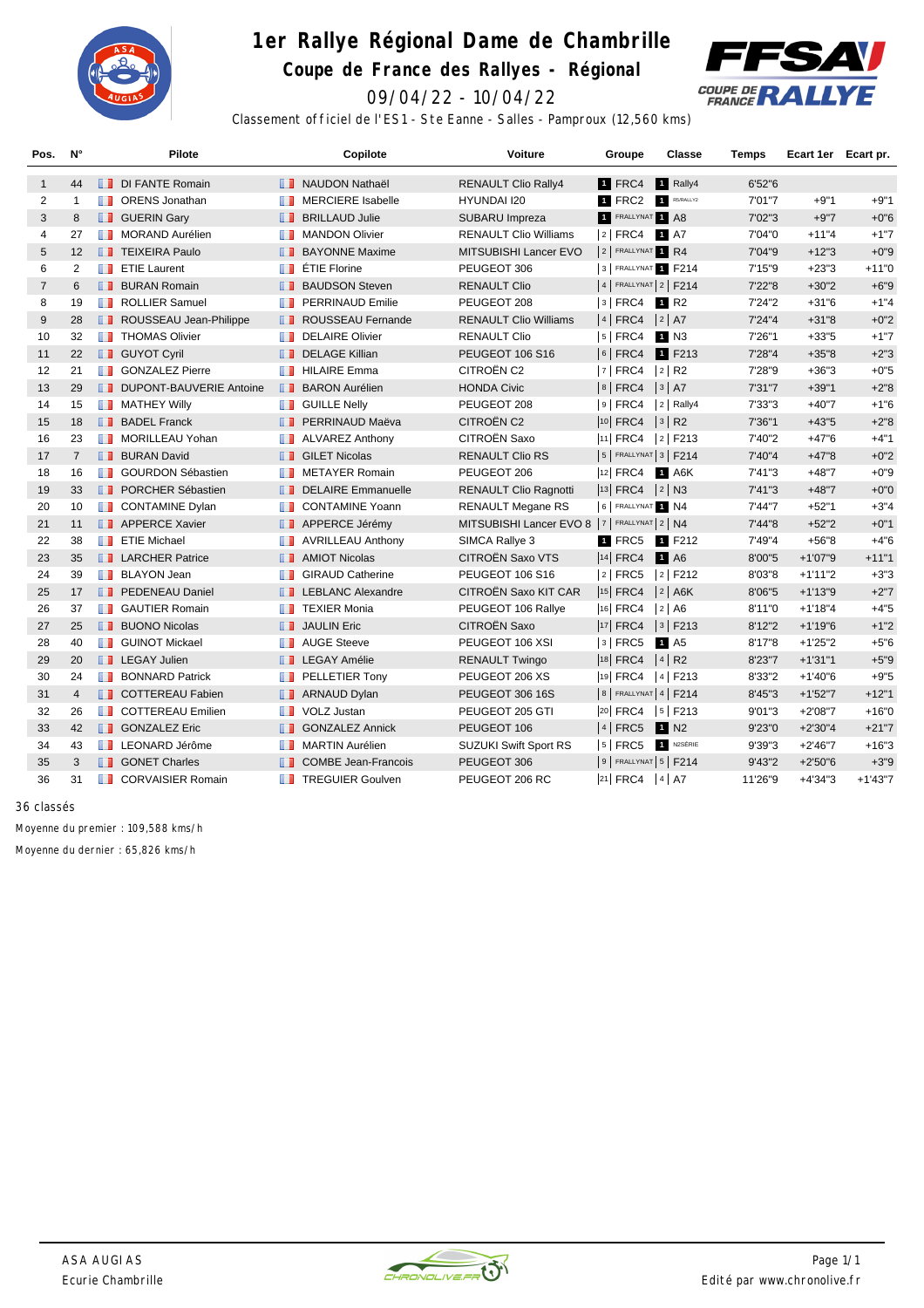# 1er Rallye Régional Dame de Chambrille

## Coupe de France des Rallyes - Régional

09/04/22 - 10/04/22

Classement officiel de l'ES1 - Ste Eanne - Salles - Pamproux (12,560 kms)

| Pos. | N° | Pilote | Copilote | Voiture | Groupe | Classe | Temps | Ecart 1er | Ecart pr. |
|---|---|---|---|---|---|---|---|---|---|
| 1 | 44 | DI FANTE Romain | NAUDON Nathaël | RENAULT Clio Rally4 | 1 FRC4 | 1 Rally4 | 6'52"6 | | |
| 2 | 1 | ORENS Jonathan | MERCIERE Isabelle | HYUNDAI I20 | 1 FRC2 | 1 R5/RALLY2 | 7'01"7 | +9"1 | +9"1 |
| 3 | 8 | GUERIN Gary | BRILLAUD Julie | SUBARU Impreza | 1 FRALLYNAT | 1 A8 | 7'02"3 | +9"7 | +0"6 |
| 4 | 27 | MORAND Aurélien | MANDON Olivier | RENAULT Clio Williams | 2 FRC4 | 1 A7 | 7'04"0 | +11"4 | +1"7 |
| 5 | 12 | TEIXEIRA Paulo | BAYONNE Maxime | MITSUBISHI Lancer EVO | 2 FRALLYNAT | 1 R4 | 7'04"9 | +12"3 | +0"9 |
| 6 | 2 | ETIE Laurent | ÉTIE Florine | PEUGEOT 306 | 3 FRALLYNAT | 1 F214 | 7'15"9 | +23"3 | +11"0 |
| 7 | 6 | BURAN Romain | BAUDSON Steven | RENAULT Clio | 4 FRALLYNAT | 2 F214 | 7'22"8 | +30"2 | +6"9 |
| 8 | 19 | ROLLIER Samuel | PERRINAUD Emilie | PEUGEOT 208 | 3 FRC4 | 1 R2 | 7'24"2 | +31"6 | +1"4 |
| 9 | 28 | ROUSSEAU Jean-Philippe | ROUSSEAU Fernande | RENAULT Clio Williams | 4 FRC4 | 2 A7 | 7'24"4 | +31"8 | +0"2 |
| 10 | 32 | THOMAS Olivier | DELAIRE Olivier | RENAULT Clio | 5 FRC4 | 1 N3 | 7'26"1 | +33"5 | +1"7 |
| 11 | 22 | GUYOT Cyril | DELAGE Killian | PEUGEOT 106 S16 | 6 FRC4 | 1 F213 | 7'28"4 | +35"8 | +2"3 |
| 12 | 21 | GONZALEZ Pierre | HILAIRE Emma | CITROËN C2 | 7 FRC4 | 2 R2 | 7'28"9 | +36"3 | +0"5 |
| 13 | 29 | DUPONT-BAUVERIE Antoine | BARON Aurélien | HONDA Civic | 8 FRC4 | 3 A7 | 7'31"7 | +39"1 | +2"8 |
| 14 | 15 | MATHEY Willy | GUILLE Nelly | PEUGEOT 208 | 9 FRC4 | 2 Rally4 | 7'33"3 | +40"7 | +1"6 |
| 15 | 18 | BADEL Franck | PERRINAUD Maëva | CITROËN C2 | 10 FRC4 | 3 R2 | 7'36"1 | +43"5 | +2"8 |
| 16 | 23 | MORILLEAU Yohan | ALVAREZ Anthony | CITROËN Saxo | 11 FRC4 | 2 F213 | 7'40"2 | +47"6 | +4"1 |
| 17 | 7 | BURAN David | GILET Nicolas | RENAULT Clio RS | 5 FRALLYNAT | 3 F214 | 7'40"4 | +47"8 | +0"2 |
| 18 | 16 | GOURDON Sébastien | METAYER Romain | PEUGEOT 206 | 12 FRC4 | 1 A6K | 7'41"3 | +48"7 | +0"9 |
| 19 | 33 | PORCHER Sébastien | DELAIRE Emmanuelle | RENAULT Clio Ragnotti | 13 FRC4 | 2 N3 | 7'41"3 | +48"7 | +0"0 |
| 20 | 10 | CONTAMINE Dylan | CONTAMINE Yoann | RENAULT Megane RS | 6 FRALLYNAT | 1 N4 | 7'44"7 | +52"1 | +3"4 |
| 21 | 11 | APPERCE Xavier | APPERCE Jérémy | MITSUBISHI Lancer EVO 8 | 7 FRALLYNAT | 2 N4 | 7'44"8 | +52"2 | +0"1 |
| 22 | 38 | ETIE Michael | AVRILLEAU Anthony | SIMCA Rallye 3 | 1 FRC5 | 1 F212 | 7'49"4 | +56"8 | +4"6 |
| 23 | 35 | LARCHER Patrice | AMIOT Nicolas | CITROËN Saxo VTS | 14 FRC4 | 1 A6 | 8'00"5 | +1'07"9 | +11"1 |
| 24 | 39 | BLAYON Jean | GIRAUD Catherine | PEUGEOT 106 S16 | 2 FRC5 | 2 F212 | 8'03"8 | +1'11"2 | +3"3 |
| 25 | 17 | PEDENEAU Daniel | LEBLANC Alexandre | CITROËN Saxo KIT CAR | 15 FRC4 | 2 A6K | 8'06"5 | +1'13"9 | +2"7 |
| 26 | 37 | GAUTIER Romain | TEXIER Monia | PEUGEOT 106 Rallye | 16 FRC4 | 2 A6 | 8'11"0 | +1'18"4 | +4"5 |
| 27 | 25 | BUONO Nicolas | JAULIN Eric | CITROËN Saxo | 17 FRC4 | 3 F213 | 8'12"2 | +1'19"6 | +1"2 |
| 28 | 40 | GUINOT Mickael | AUGE Steeve | PEUGEOT 106 XSI | 3 FRC5 | 1 A5 | 8'17"8 | +1'25"2 | +5"6 |
| 29 | 20 | LEGAY Julien | LEGAY Amélie | RENAULT Twingo | 18 FRC4 | 4 R2 | 8'23"7 | +1'31"1 | +5"9 |
| 30 | 24 | BONNARD Patrick | PELLETIER Tony | PEUGEOT 206 XS | 19 FRC4 | 4 F213 | 8'33"2 | +1'40"6 | +9"5 |
| 31 | 4 | COTTEREAU Fabien | ARNAUD Dylan | PEUGEOT 306 16S | 8 FRALLYNAT | 4 F214 | 8'45"3 | +1'52"7 | +12"1 |
| 32 | 26 | COTTEREAU Emilien | VOLZ Justan | PEUGEOT 205 GTI | 20 FRC4 | 5 F213 | 9'01"3 | +2'08"7 | +16"0 |
| 33 | 42 | GONZALEZ Eric | GONZALEZ Annick | PEUGEOT 106 | 4 FRC5 | 1 N2 | 9'23"0 | +2'30"4 | +21"7 |
| 34 | 43 | LEONARD Jérôme | MARTIN Aurélien | SUZUKI Swift Sport RS | 5 FRC5 | 1 N2SÉRIE | 9'39"3 | +2'46"7 | +16"3 |
| 35 | 3 | GONET Charles | COMBE Jean-Francois | PEUGEOT 306 | 9 FRALLYNAT | 5 F214 | 9'43"2 | +2'50"6 | +3"9 |
| 36 | 31 | CORVAISIER Romain | TREGUIER Goulven | PEUGEOT 206 RC | 21 FRC4 | 4 A7 | 11'26"9 | +4'34"3 | +1'43"7 |

36 classés

Moyenne du premier : 109,588 kms/h

Moyenne du dernier : 65,826 kms/h

ASA AUGIAS
Ecurie Chambrille

Edité par www.chronolive.fr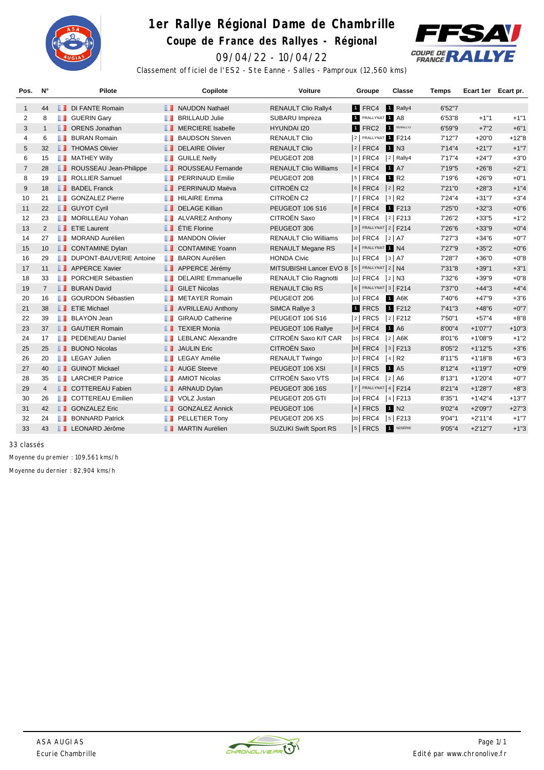# 1er Rallye Régional Dame de Chambrille

## Coupe de France des Rallyes - Régional

09/04/22 - 10/04/22

Classement officiel de l'ES2 - Ste Eanne - Salles - Pamproux (12,560 kms)

| Pos. | N° | Pilote | Copilote | Voiture | Groupe | Classe | Temps | Ecart 1er | Ecart pr. |
|---|---|---|---|---|---|---|---|---|---|
| 1 | 44 | DI FANTE Romain | NAUDON Nathaël | RENAULT Clio Rally4 | 1 FRC4 | 1 Rally4 | 6'52"7 | | |
| 2 | 8 | GUERIN Gary | BRILLAUD Julie | SUBARU Impreza | 1 FRALLYNAT | 1 A8 | 6'53"8 | +1"1 | +1"1 |
| 3 | 1 | ORENS Jonathan | MERCIERE Isabelle | HYUNDAI I20 | 1 FRC2 | 1 R5/RALLY2 | 6'59"9 | +7"2 | +6"1 |
| 4 | 6 | BURAN Romain | BAUDSON Steven | RENAULT Clio | 2 FRALLYNAT | 1 F214 | 7'12"7 | +20"0 | +12"8 |
| 5 | 32 | THOMAS Olivier | DELAIRE Olivier | RENAULT Clio | 2 FRC4 | 1 N3 | 7'14"4 | +21"7 | +1"7 |
| 6 | 15 | MATHEY Willy | GUILLE Nelly | PEUGEOT 208 | 3 FRC4 | 2 Rally4 | 7'17"4 | +24"7 | +3"0 |
| 7 | 28 | ROUSSEAU Jean-Philippe | ROUSSEAU Fernande | RENAULT Clio Williams | 4 FRC4 | 1 A7 | 7'19"5 | +26"8 | +2"1 |
| 8 | 19 | ROLLIER Samuel | PERRINAUD Emilie | PEUGEOT 208 | 5 FRC4 | 1 R2 | 7'19"6 | +26"9 | +0"1 |
| 9 | 18 | BADEL Franck | PERRINAUD Maëva | CITROËN C2 | 6 FRC4 | 2 R2 | 7'21"0 | +28"3 | +1"4 |
| 10 | 21 | GONZALEZ Pierre | HILAIRE Emma | CITROËN C2 | 7 FRC4 | 3 R2 | 7'24"4 | +31"7 | +3"4 |
| 11 | 22 | GUYOT Cyril | DELAGE Killian | PEUGEOT 106 S16 | 8 FRC4 | 1 F213 | 7'25"0 | +32"3 | +0"6 |
| 12 | 23 | MORILLEAU Yohan | ALVAREZ Anthony | CITROËN Saxo | 9 FRC4 | 2 F213 | 7'26"2 | +33"5 | +1"2 |
| 13 | 2 | ETIE Laurent | ÉTIE Florine | PEUGEOT 306 | 3 FRALLYNAT | 2 F214 | 7'26"6 | +33"9 | +0"4 |
| 14 | 27 | MORAND Aurélien | MANDON Olivier | RENAULT Clio Williams | 10 FRC4 | 2 A7 | 7'27"3 | +34"6 | +0"7 |
| 15 | 10 | CONTAMINE Dylan | CONTAMINE Yoann | RENAULT Megane RS | 4 FRALLYNAT | 1 N4 | 7'27"9 | +35"2 | +0"6 |
| 16 | 29 | DUPONT-BAUVERIE Antoine | BARON Aurélien | HONDA Civic | 11 FRC4 | 3 A7 | 7'28"7 | +36"0 | +0"8 |
| 17 | 11 | APPERCE Xavier | APPERCE Jérémy | MITSUBISHI Lancer EVO 8 | 5 FRALLYNAT | 2 N4 | 7'31"8 | +39"1 | +3"1 |
| 18 | 33 | PORCHER Sébastien | DELAIRE Emmanuelle | RENAULT Clio Ragnotti | 12 FRC4 | 2 N3 | 7'32"6 | +39"9 | +0"8 |
| 19 | 7 | BURAN David | GILET Nicolas | RENAULT Clio RS | 6 FRALLYNAT | 3 F214 | 7'37"0 | +44"3 | +4"4 |
| 20 | 16 | GOURDON Sébastien | METAYER Romain | PEUGEOT 206 | 13 FRC4 | 1 A6K | 7'40"6 | +47"9 | +3"6 |
| 21 | 38 | ETIE Michael | AVRILLEAU Anthony | SIMCA Rallye 3 | 1 FRC5 | 1 F212 | 7'41"3 | +48"6 | +0"7 |
| 22 | 39 | BLAYON Jean | GIRAUD Catherine | PEUGEOT 106 S16 | 2 FRC5 | 2 F212 | 7'50"1 | +57"4 | +8"8 |
| 23 | 37 | GAUTIER Romain | TEXIER Monia | PEUGEOT 106 Rallye | 14 FRC4 | 1 A6 | 8'00"4 | +1'07"7 | +10"3 |
| 24 | 17 | PEDENEAU Daniel | LEBLANC Alexandre | CITROËN Saxo KIT CAR | 15 FRC4 | 2 A6K | 8'01"6 | +1'08"9 | +1"2 |
| 25 | 25 | BUONO Nicolas | JAULIN Eric | CITROËN Saxo | 16 FRC4 | 3 F213 | 8'05"2 | +1'12"5 | +3"6 |
| 26 | 20 | LEGAY Julien | LEGAY Amélie | RENAULT Twingo | 17 FRC4 | 4 R2 | 8'11"5 | +1'18"8 | +6"3 |
| 27 | 40 | GUINOT Mickael | AUGE Steeve | PEUGEOT 106 XSI | 3 FRC5 | 1 A5 | 8'12"4 | +1'19"7 | +0"9 |
| 28 | 35 | LARCHER Patrice | AMIOT Nicolas | CITROËN Saxo VTS | 18 FRC4 | 2 A6 | 8'13"1 | +1'20"4 | +0"7 |
| 29 | 4 | COTTEREAU Fabien | ARNAUD Dylan | PEUGEOT 306 16S | 7 FRALLYNAT | 4 F214 | 8'21"4 | +1'28"7 | +8"3 |
| 30 | 26 | COTTEREAU Emilien | VOLZ Justan | PEUGEOT 205 GTI | 19 FRC4 | 4 F213 | 8'35"1 | +1'42"4 | +13"7 |
| 31 | 42 | GONZALEZ Eric | GONZALEZ Annick | PEUGEOT 106 | 4 FRC5 | 1 N2 | 9'02"4 | +2'09"7 | +27"3 |
| 32 | 24 | BONNARD Patrick | PELLETIER Tony | PEUGEOT 206 XS | 20 FRC4 | 5 F213 | 9'04"1 | +2'11"4 | +1"7 |
| 33 | 43 | LEONARD Jérôme | MARTIN Aurélien | SUZUKI Swift Sport RS | 5 FRC5 | 1 N2SÉRIE | 9'05"4 | +2'12"7 | +1"3 |

33 classés

Moyenne du premier : 109,561 kms/h

Moyenne du dernier : 82,904 kms/h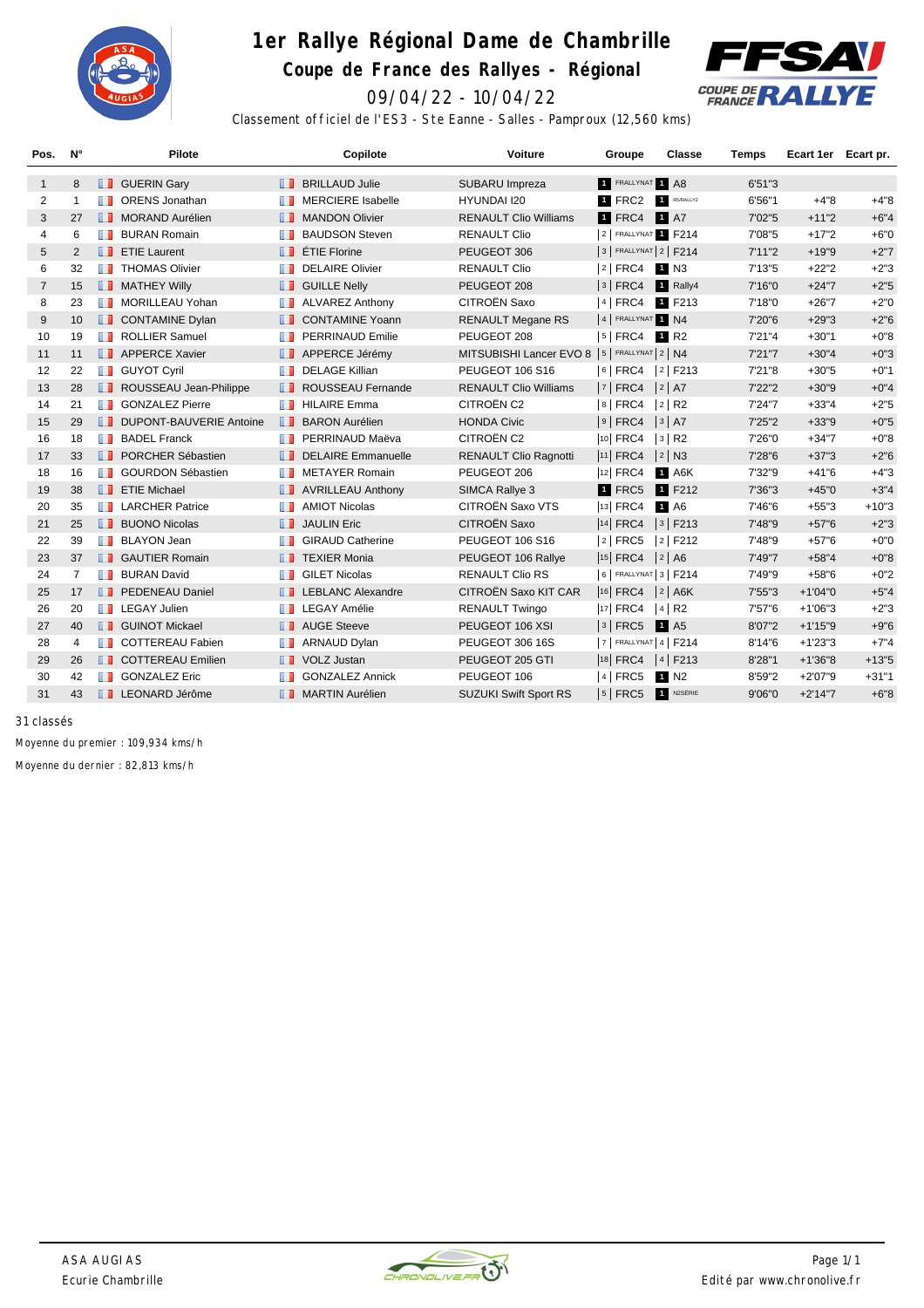# 1er Rallye Régional Dame de Chambrille

## Coupe de France des Rallyes - Régional

09/04/22 - 10/04/22

Classement officiel de l'ES3 - Ste Eanne - Salles - Pamproux (12,560 kms)

| Pos. | N° | Pilote | Copilote | Voiture | Groupe | Classe | Temps | Ecart 1er | Ecart pr. |
|---|---|---|---|---|---|---|---|---|---|
| 1 | 8 | GUERIN Gary | BRILLAUD Julie | SUBARU Impreza | 1 FRALLYNAT | 1 A8 | 6'51"3 | | |
| 2 | 1 | ORENS Jonathan | MERCIERE Isabelle | HYUNDAI I20 | 1 FRC2 | 1 R5/RALLY2 | 6'56"1 | +4"8 | +4"8 |
| 3 | 27 | MORAND Aurélien | MANDON Olivier | RENAULT Clio Williams | 1 FRC4 | 1 A7 | 7'02"5 | +11"2 | +6"4 |
| 4 | 6 | BURAN Romain | BAUDSON Steven | RENAULT Clio | 2 FRALLYNAT | 1 F214 | 7'08"5 | +17"2 | +6"0 |
| 5 | 2 | ETIE Laurent | ÉTIE Florine | PEUGEOT 306 | 3 FRALLYNAT | 2 F214 | 7'11"2 | +19"9 | +2"7 |
| 6 | 32 | THOMAS Olivier | DELAIRE Olivier | RENAULT Clio | 2 FRC4 | 1 N3 | 7'13"5 | +22"2 | +2"3 |
| 7 | 15 | MATHEY Willy | GUILLE Nelly | PEUGEOT 208 | 3 FRC4 | 1 Rally4 | 7'16"0 | +24"7 | +2"5 |
| 8 | 23 | MORILLEAU Yohan | ALVAREZ Anthony | CITROËN Saxo | 4 FRC4 | 1 F213 | 7'18"0 | +26"7 | +2"0 |
| 9 | 10 | CONTAMINE Dylan | CONTAMINE Yoann | RENAULT Megane RS | 4 FRALLYNAT | 1 N4 | 7'20"6 | +29"3 | +2"6 |
| 10 | 19 | ROLLIER Samuel | PERRINAUD Emilie | PEUGEOT 208 | 5 FRC4 | 1 R2 | 7'21"4 | +30"1 | +0"8 |
| 11 | 11 | APPERCE Xavier | APPERCE Jérémy | MITSUBISHI Lancer EVO 8 | 5 FRALLYNAT | 2 N4 | 7'21"7 | +30"4 | +0"3 |
| 12 | 22 | GUYOT Cyril | DELAGE Killian | PEUGEOT 106 S16 | 6 FRC4 | 2 F213 | 7'21"8 | +30"5 | +0"1 |
| 13 | 28 | ROUSSEAU Jean-Philippe | ROUSSEAU Fernande | RENAULT Clio Williams | 7 FRC4 | 2 A7 | 7'22"2 | +30"9 | +0"4 |
| 14 | 21 | GONZALEZ Pierre | HILAIRE Emma | CITROËN C2 | 8 FRC4 | 2 R2 | 7'24"7 | +33"4 | +2"5 |
| 15 | 29 | DUPONT-BAUVERIE Antoine | BARON Aurélien | HONDA Civic | 9 FRC4 | 3 A7 | 7'25"2 | +33"9 | +0"5 |
| 16 | 18 | BADEL Franck | PERRINAUD Maëva | CITROËN C2 | 10 FRC4 | 3 R2 | 7'26"0 | +34"7 | +0"8 |
| 17 | 33 | PORCHER Sébastien | DELAIRE Emmanuelle | RENAULT Clio Ragnotti | 11 FRC4 | 2 N3 | 7'28"6 | +37"3 | +2"6 |
| 18 | 16 | GOURDON Sébastien | METAYER Romain | PEUGEOT 206 | 12 FRC4 | 1 A6K | 7'32"9 | +41"6 | +4"3 |
| 19 | 38 | ETIE Michael | AVRILLEAU Anthony | SIMCA Rallye 3 | 1 FRC5 | 1 F212 | 7'36"3 | +45"0 | +3"4 |
| 20 | 35 | LARCHER Patrice | AMIOT Nicolas | CITROËN Saxo VTS | 13 FRC4 | 1 A6 | 7'46"6 | +55"3 | +10"3 |
| 21 | 25 | BUONO Nicolas | JAULIN Eric | CITROËN Saxo | 14 FRC4 | 3 F213 | 7'48"9 | +57"6 | +2"3 |
| 22 | 39 | BLAYON Jean | GIRAUD Catherine | PEUGEOT 106 S16 | 2 FRC5 | 2 F212 | 7'48"9 | +57"6 | +0"0 |
| 23 | 37 | GAUTIER Romain | TEXIER Monia | PEUGEOT 106 Rallye | 15 FRC4 | 2 A6 | 7'49"7 | +58"4 | +0"8 |
| 24 | 7 | BURAN David | GILET Nicolas | RENAULT Clio RS | 6 FRALLYNAT | 3 F214 | 7'49"9 | +58"6 | +0"2 |
| 25 | 17 | PEDENEAU Daniel | LEBLANC Alexandre | CITROËN Saxo KIT CAR | 16 FRC4 | 2 A6K | 7'55"3 | +1'04"0 | +5"4 |
| 26 | 20 | LEGAY Julien | LEGAY Amélie | RENAULT Twingo | 17 FRC4 | 4 R2 | 7'57"6 | +1'06"3 | +2"3 |
| 27 | 40 | GUINOT Mickael | AUGE Steeve | PEUGEOT 106 XSI | 3 FRC5 | 1 A5 | 8'07"2 | +1'15"9 | +9"6 |
| 28 | 4 | COTTEREAU Fabien | ARNAUD Dylan | PEUGEOT 306 16S | 7 FRALLYNAT | 4 F214 | 8'14"6 | +1'23"3 | +7"4 |
| 29 | 26 | COTTEREAU Emilien | VOLZ Justan | PEUGEOT 205 GTI | 18 FRC4 | 4 F213 | 8'28"1 | +1'36"8 | +13"5 |
| 30 | 42 | GONZALEZ Eric | GONZALEZ Annick | PEUGEOT 106 | 4 FRC5 | 1 N2 | 8'59"2 | +2'07"9 | +31"1 |
| 31 | 43 | LEONARD Jérôme | MARTIN Aurélien | SUZUKI Swift Sport RS | 5 FRC5 | 1 N2SÉRIE | 9'06"0 | +2'14"7 | +6"8 |

31 classés

Moyenne du premier : 109,934 kms/h

Moyenne du dernier : 82,813 kms/h

ASA AUGIAS
Ecurie Chambrille

Edité par www.chronolive.fr